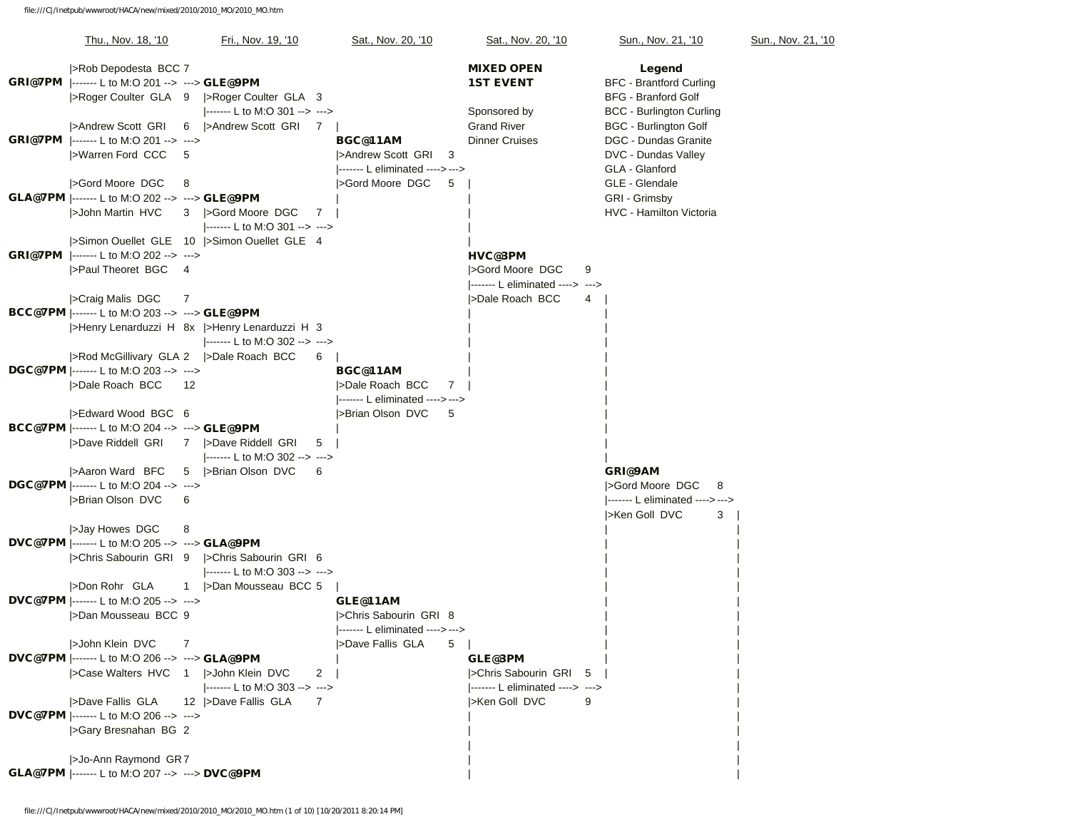| Thu., Nov. 18, '10 | | Fri., Nov. 19, '10 | | Sat., Nov. 20, '10 | | Sat., Nov. 20, '10 | | Sun., Nov. 21, '10 | | Sun., Nov. 21, '10 |
|---|---|---|---|---|---|---|---|---|---|---|

**MIXED OPEN 1ST EVENT**

Sponsored by Grand River Dinner Cruises

**Legend**

- BFC - Brantford Curling
- BFG - Branford Golf
- BCC - Burlington Curling
- BGC - Burlington Golf
- DGC - Dundas Granite
- DVC - Dundas Valley
- GLA - Glanford
- GLE - Glendale
- GRI - Grimsby
- HVC - Hamilton Victoria

## Thu., Nov. 18, '10

| Draw | Team | Score | Loser to |
|---|---|---|---|
| **GRI@7PM** | Rob Depodesta BCC | 7 | L to M:O 201 |
| | Roger Coulter GLA | 9 | |
| **GRI@7PM** | Andrew Scott GRI | 6 | L to M:O 201 |
| | Warren Ford CCC | 5 | |
| **GLA@7PM** | Gord Moore DGC | 8 | L to M:O 202 |
| | John Martin HVC | 3 | |
| **GRI@7PM** | Simon Ouellet GLE | 10 | L to M:O 202 |
| | Paul Theoret BGC | 4 | |
| **BCC@7PM** | Craig Malis DGC | 7 | L to M:O 203 |
| | Henry Lenarduzzi H | 8x | |
| **DGC@7PM** | Rod McGillivary GLA | 2 | L to M:O 203 |
| | Dale Roach BCC | 12 | |
| **BCC@7PM** | Edward Wood BGC | 6 | L to M:O 204 |
| | Dave Riddell GRI | 7 | |
| **DGC@7PM** | Aaron Ward BFC | 5 | L to M:O 204 |
| | Brian Olson DVC | 6 | |
| **DVC@7PM** | Jay Howes DGC | 8 | L to M:O 205 |
| | Chris Sabourin GRI | 9 | |
| **DVC@7PM** | Don Rohr GLA | 1 | L to M:O 205 |
| | Dan Mousseau BCC | 9 | |
| **DVC@7PM** | John Klein DVC | 7 | L to M:O 206 |
| | Case Walters HVC | 1 | |
| **DVC@7PM** | Dave Fallis GLA | 12 | L to M:O 206 |
| | Gary Bresnahan BG | 2 | |
| **GLA@7PM** | Jo-Ann Raymond GR | 7 | L to M:O 207 |

## Fri., Nov. 19, '10

| Draw | Team | Score | Loser to |
|---|---|---|---|
| **GLE@9PM** | Roger Coulter GLA | 3 | L to M:O 301 |
| | Andrew Scott GRI | 7 | |
| **GLE@9PM** | Gord Moore DGC | 7 | L to M:O 301 |
| | Simon Ouellet GLE | 4 | |
| **GLE@9PM** | Henry Lenarduzzi H | 3 | L to M:O 302 |
| | Dale Roach BCC | 6 | |
| **GLE@9PM** | Dave Riddell GRI | 5 | L to M:O 302 |
| | Brian Olson DVC | 6 | |
| **GLA@9PM** | Chris Sabourin GRI | 6 | L to M:O 303 |
| | Dan Mousseau BCC | 5 | |
| **GLA@9PM** | John Klein DVC | 2 | L to M:O 303 |
| | Dave Fallis GLA | 7 | |
| **DVC@9PM** | | | |

## Sat., Nov. 20, '10

| Draw | Team | Score | Loser |
|---|---|---|---|
| **BGC@11AM** | Andrew Scott GRI | 3 | L eliminated |
| | Gord Moore DGC | 5 | |
| **BGC@11AM** | Dale Roach BCC | 7 | L eliminated |
| | Brian Olson DVC | 5 | |
| **GLE@11AM** | Chris Sabourin GRI | 8 | L eliminated |
| | Dave Fallis GLA | 5 | |

## Sat., Nov. 20, '10

| Draw | Team | Score | Loser |
|---|---|---|---|
| **HVC@3PM** | Gord Moore DGC | 9 | L eliminated |
| | Dale Roach BCC | 4 | |
| **GLE@3PM** | Chris Sabourin GRI | 5 | L eliminated |
| | Ken Goll DVC | 9 | |

## Sun., Nov. 21, '10

| Draw | Team | Score | Loser |
|---|---|---|---|
| **GRI@9AM** | Gord Moore DGC | 8 | L eliminated |
| | Ken Goll DVC | 3 | |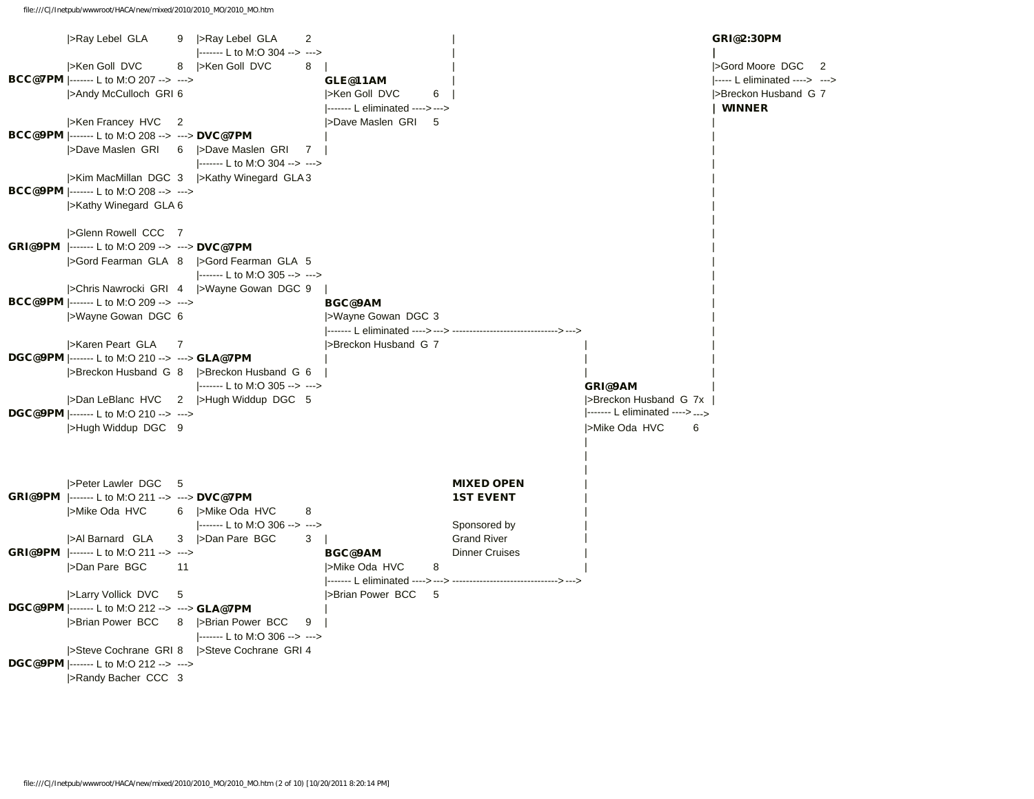|>Ray Lebel GLA 9 |>Ray Lebel GLA 2
|------- L to M:O 304 --> --->
|>Ken Goll DVC 8 |>Ken Goll DVC 8
**BCC@7PM** |------- L to M:O 207 --> --->
|>Andy McCulloch GRI 6

**GLE@11AM**
|>Ken Goll DVC 6
|------- L eliminated ----> --->
|>Dave Maslen GRI 5

|>Ken Francey HVC 2
**BCC@9PM** |------- L to M:O 208 --> ---> **DVC@7PM**
|>Dave Maslen GRI 6 |>Dave Maslen GRI 7
|------- L to M:O 304 --> --->
|>Kim MacMillan DGC 3 |>Kathy Winegard GLA 3
**BCC@9PM** |------- L to M:O 208 --> --->
|>Kathy Winegard GLA 6

|>Glenn Rowell CCC 7
**GRI@9PM** |------- L to M:O 209 --> ---> **DVC@7PM**
|>Gord Fearman GLA 8 |>Gord Fearman GLA 5
|------- L to M:O 305 --> --->
|>Chris Nawrocki GRI 4 |>Wayne Gowan DGC 9
**BCC@9PM** |------- L to M:O 209 --> --->
|>Wayne Gowan DGC 6

**BGC@9AM**
|>Wayne Gowan DGC 3
|------- L eliminated ----> ---> -------------------------------> --->
|>Breckon Husband G 7

|>Karen Peart GLA 7
**DGC@9PM** |------- L to M:O 210 --> ---> **GLA@7PM**
|>Breckon Husband G 8 |>Breckon Husband G 6
|------- L to M:O 305 --> --->
|>Dan LeBlanc HVC 2 |>Hugh Widdup DGC 5
**DGC@9PM** |------- L to M:O 210 --> --->
|>Hugh Widdup DGC 9

**GRI@9AM**
|>Breckon Husband G 7x
|------- L eliminated ----> --->
|>Mike Oda HVC 6

**GRI@2:30PM**
|>Gord Moore DGC 2
|----- L eliminated ----> --->
|>Breckon Husband G 7
| **WINNER**

|>Peter Lawler DGC 5
**GRI@9PM** |------- L to M:O 211 --> ---> **DVC@7PM**
|>Mike Oda HVC 6 |>Mike Oda HVC 8
|------- L to M:O 306 --> --->
|>Al Barnard GLA 3 |>Dan Pare BGC 3
**GRI@9PM** |------- L to M:O 211 --> --->
|>Dan Pare BGC 11

**BGC@9AM**
|>Mike Oda HVC 8
|------- L eliminated ----> ---> -------------------------------> --->
|>Brian Power BCC 5

|>Larry Vollick DVC 5
**DGC@9PM** |------- L to M:O 212 --> ---> **GLA@7PM**
|>Brian Power BCC 8 |>Brian Power BCC 9
|------- L to M:O 306 --> --->
|>Steve Cochrane GRI 8 |>Steve Cochrane GRI 4
**DGC@9PM** |------- L to M:O 212 --> --->
|>Randy Bacher CCC 3

**MIXED OPEN**
**1ST EVENT**

Sponsored by
Grand River
Dinner Cruises